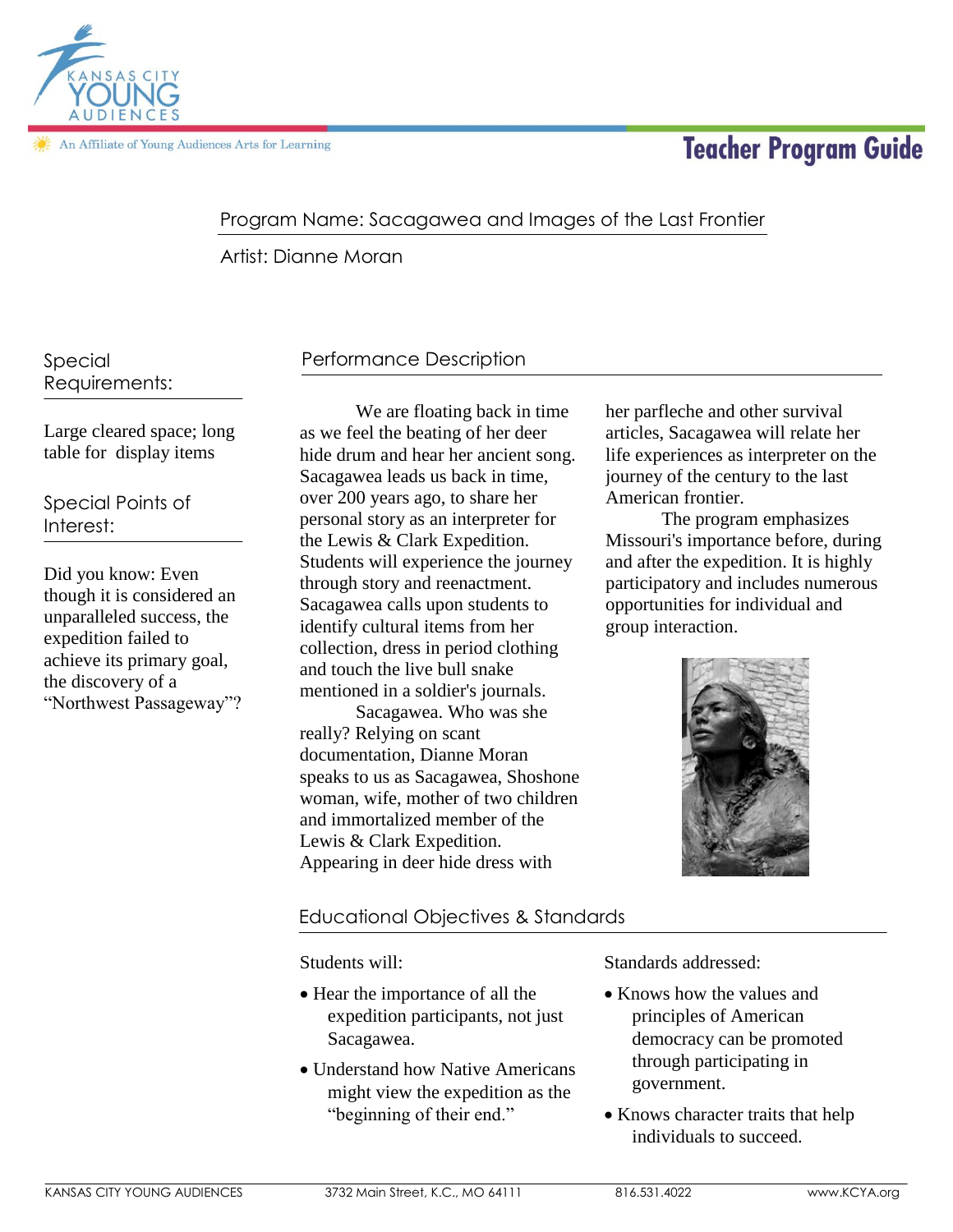KANSAS CITY YOUNG AUDIENCES

An Affiliate of Young Audiences Arts for Learning

# Teacher Program Guide

Program Name: Sacagawea and Images of the Last Frontier

Artist: Dianne Moran

## Special Requirements:

Large cleared space; long table for display items

## Special Points of Interest:

Did you know: Even though it is considered an unparalleled success, the expedition failed to achieve its primary goal, the discovery of a "Northwest Passageway"?

## Performance Description

We are floating back in time as we feel the beating of her deer hide drum and hear her ancient song. Sacagawea leads us back in time, over 200 years ago, to share her personal story as an interpreter for the Lewis & Clark Expedition. Students will experience the journey through story and reenactment. Sacagawea calls upon students to identify cultural items from her collection, dress in period clothing and touch the live bull snake mentioned in a soldier's journals.

Sacagawea. Who was she really? Relying on scant documentation, Dianne Moran speaks to us as Sacagawea, Shoshone woman, wife, mother of two children and immortalized member of the Lewis & Clark Expedition. Appearing in deer hide dress with her parfleche and other survival articles, Sacagawea will relate her life experiences as interpreter on the journey of the century to the last American frontier.

The program emphasizes Missouri's importance before, during and after the expedition. It is highly participatory and includes numerous opportunities for individual and group interaction.

## Educational Objectives & Standards

Students will:

- Hear the importance of all the expedition participants, not just Sacagawea.
- Understand how Native Americans might view the expedition as the "beginning of their end."

Standards addressed:

- Knows how the values and principles of American democracy can be promoted through participating in government.
- Knows character traits that help individuals to succeed.

KANSAS CITY YOUNG AUDIENCES | 3732 Main Street, K.C., MO 64111 | 816.531.4022 | www.KCYA.org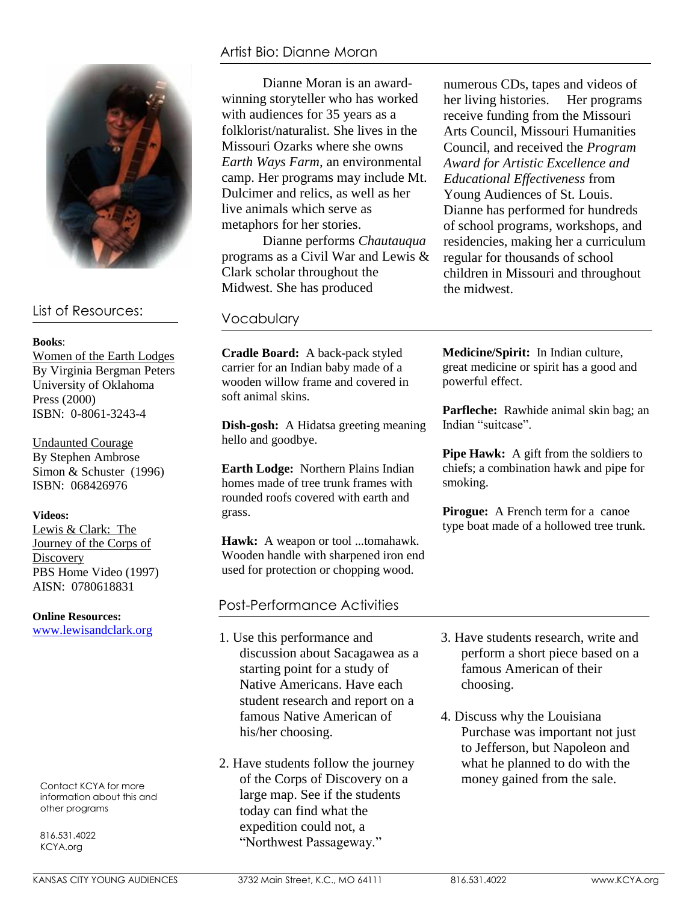## Artist Bio: Dianne Moran

Dianne Moran is an award-winning storyteller who has worked with audiences for 35 years as a folklorist/naturalist. She lives in the Missouri Ozarks where she owns *Earth Ways Farm*, an environmental camp. Her programs may include Mt. Dulcimer and relics, as well as her live animals which serve as metaphors for her stories.

Dianne performs *Chautauqua* programs as a Civil War and Lewis & Clark scholar throughout the Midwest. She has produced numerous CDs, tapes and videos of her living histories. Her programs receive funding from the Missouri Arts Council, Missouri Humanities Council, and received the *Program Award for Artistic Excellence and Educational Effectiveness* from Young Audiences of St. Louis. Dianne has performed for hundreds of school programs, workshops, and residencies, making her a curriculum regular for thousands of school children in Missouri and throughout the midwest.

## List of Resources:

**Books**:

Women of the Earth Lodges
By Virginia Bergman Peters
University of Oklahoma Press (2000)
ISBN: 0-8061-3243-4

Undaunted Courage
By Stephen Ambrose
Simon & Schuster (1996)
ISBN: 068426976

**Videos:**

Lewis & Clark: The Journey of the Corps of Discovery
PBS Home Video (1997)
AISN: 0780618831

**Online Resources:**

www.lewisandclark.org

## Vocabulary

**Cradle Board:** A back-pack styled carrier for an Indian baby made of a wooden willow frame and covered in soft animal skins.

**Dish-gosh:** A Hidatsa greeting meaning hello and goodbye.

**Earth Lodge:** Northern Plains Indian homes made of tree trunk frames with rounded roofs covered with earth and grass.

**Hawk:** A weapon or tool ...tomahawk. Wooden handle with sharpened iron end used for protection or chopping wood.

**Medicine/Spirit:** In Indian culture, great medicine or spirit has a good and powerful effect.

**Parfleche:** Rawhide animal skin bag; an Indian "suitcase".

**Pipe Hawk:** A gift from the soldiers to chiefs; a combination hawk and pipe for smoking.

**Pirogue:** A French term for a canoe type boat made of a hollowed tree trunk.

## Post-Performance Activities

1. Use this performance and discussion about Sacagawea as a starting point for a study of Native Americans. Have each student research and report on a famous Native American of his/her choosing.

2. Have students follow the journey of the Corps of Discovery on a large map. See if the students today can find what the expedition could not, a "Northwest Passageway."

3. Have students research, write and perform a short piece based on a famous American of their choosing.

4. Discuss why the Louisiana Purchase was important not just to Jefferson, but Napoleon and what he planned to do with the money gained from the sale.

Contact KCYA for more information about this and other programs

816.531.4022
KCYA.org